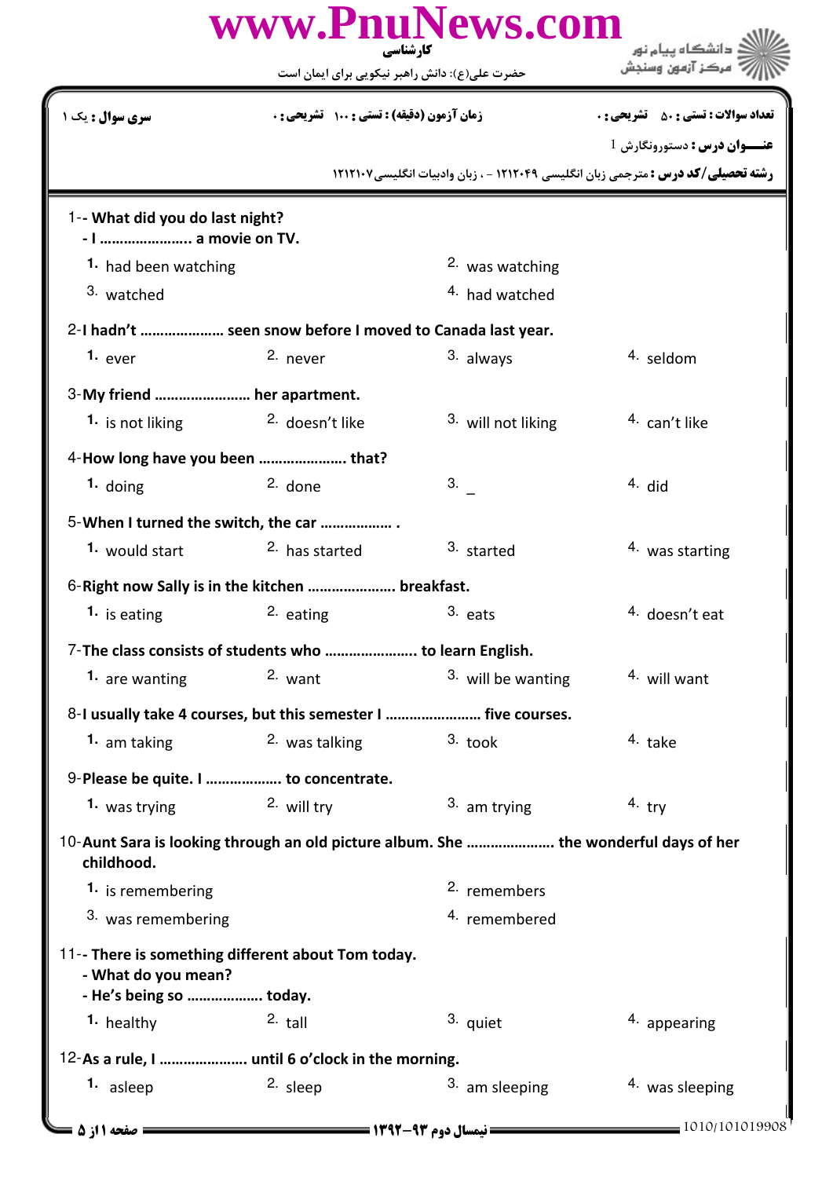**www.PnuNews.com**

**کارشناسی**

حضرت علی(ع): دانش راهبر نیکویی برای ایمان است

دانشگاه پیام نور
مرکز آزمون وسنجش

**سری سوال :** یک ۱ | **زمان آزمون (دقیقه) : تستی : ۱۰۰ تشریحی : ۰** | **تعداد سوالات : تستی : ۵۰ تشریحی : ۰**

**عنـــوان درس :** دستورونگارش 1

**رشته تحصیلی/کد درس :** مترجمی زبان انگلیسی ۱۲۱۲۰۴۹ - ، زبان وادبیات انگلیسی۱۲۱۲۱۰۷

1-**- What did you do last night?**
**- I ………………….. a movie on TV.**

1. had been watching
2. was watching
3. watched
4. had watched

2-**I hadn't ……………….. seen snow before I moved to Canada last year.**

1. ever
2. never
3. always
4. seldom

3-**My friend …………………… her apartment.**

1. is not liking
2. doesn't like
3. will not liking
4. can't like

4-**How long have you been …………………. that?**

1. doing
2. done
3. _
4. did

5-**When I turned the switch, the car …………….. .**

1. would start
2. has started
3. started
4. was starting

6-**Right now Sally is in the kitchen …………………. breakfast.**

1. is eating
2. eating
3. eats
4. doesn't eat

7-**The class consists of students who ………………….. to learn English.**

1. are wanting
2. want
3. will be wanting
4. will want

8-**I usually take 4 courses, but this semester I …………………… five courses.**

1. am taking
2. was talking
3. took
4. take

9-**Please be quite. I ……………… to concentrate.**

1. was trying
2. will try
3. am trying
4. try

10-**Aunt Sara is looking through an old picture album. She …………………. the wonderful days of her childhood.**

1. is remembering
2. remembers
3. was remembering
4. remembered

11-**- There is something different about Tom today.**
**- What do you mean?**
**- He's being so ……………… today.**

1. healthy
2. tall
3. quiet
4. appearing

12-**As a rule, I …………………. until 6 o'clock in the morning.**

1. asleep
2. sleep
3. am sleeping
4. was sleeping

نیمسال دوم ۹۳-۱۳۹۲

1010/101019908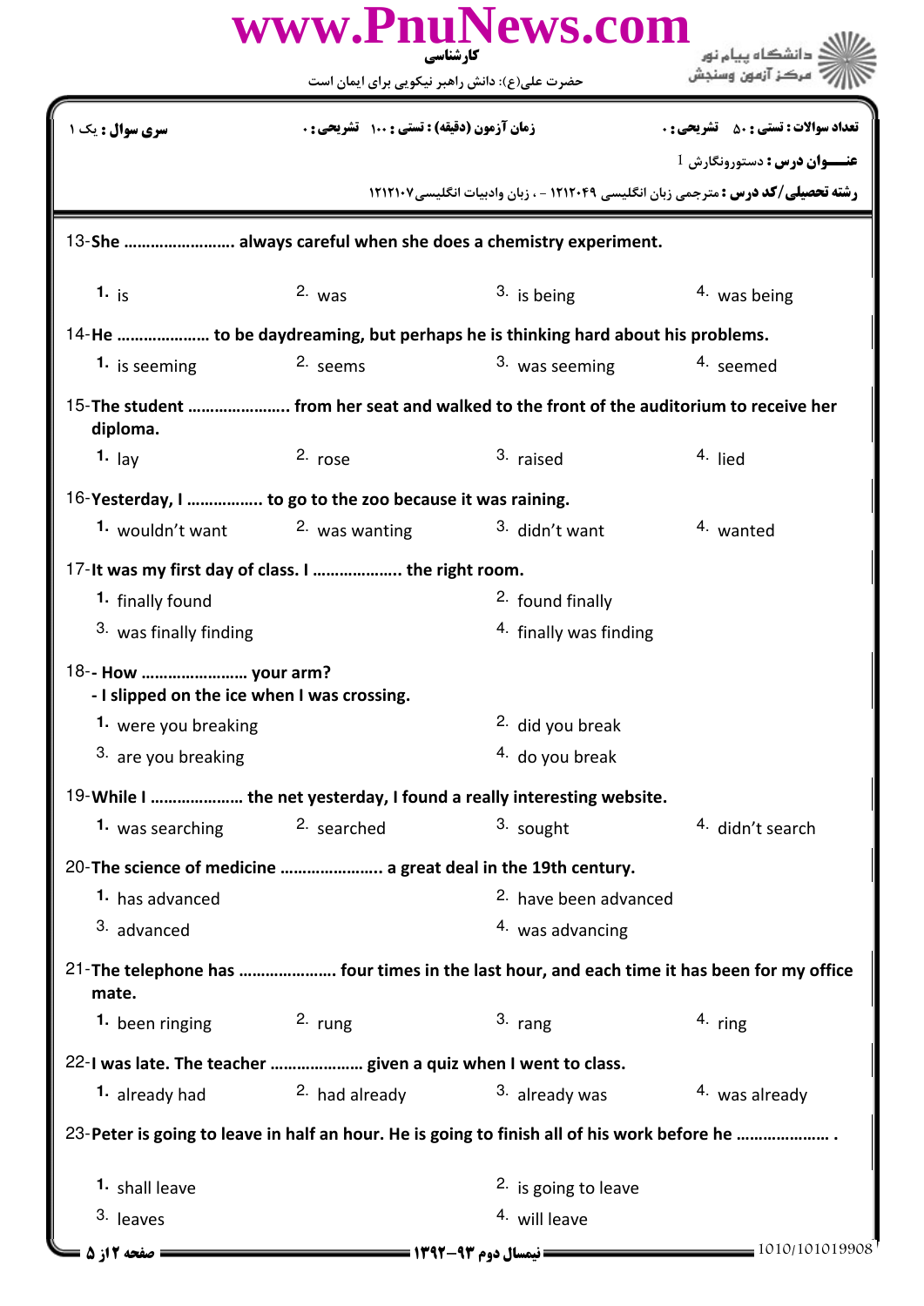13-She …………………… always careful when she does a chemistry experiment.

1. is
2. was
3. is being
4. was being

14-He ………………… to be daydreaming, but perhaps he is thinking hard about his problems.

1. is seeming
2. seems
3. was seeming
4. seemed

15-The student ………………….. from her seat and walked to the front of the auditorium to receive her diploma.

1. lay
2. rose
3. raised
4. lied

16-Yesterday, I ……………. to go to the zoo because it was raining.

1. wouldn't want
2. was wanting
3. didn't want
4. wanted

17-It was my first day of class. I ……………….. the right room.

1. finally found
2. found finally
3. was finally finding
4. finally was finding

18-- How …………………… your arm?
- I slipped on the ice when I was crossing.

1. were you breaking
2. did you break
3. are you breaking
4. do you break

19-While I ………………… the net yesterday, I found a really interesting website.

1. was searching
2. searched
3. sought
4. didn't search

20-The science of medicine ………………….. a great deal in the 19th century.

1. has advanced
2. have been advanced
3. advanced
4. was advancing

21-The telephone has ………………… four times in the last hour, and each time it has been for my office mate.

1. been ringing
2. rung
3. rang
4. ring

22-I was late. The teacher ………………… given a quiz when I went to class.

1. already had
2. had already
3. already was
4. was already

23-Peter is going to leave in half an hour. He is going to finish all of his work before he ………………… .

1. shall leave
2. is going to leave
3. leaves
4. will leave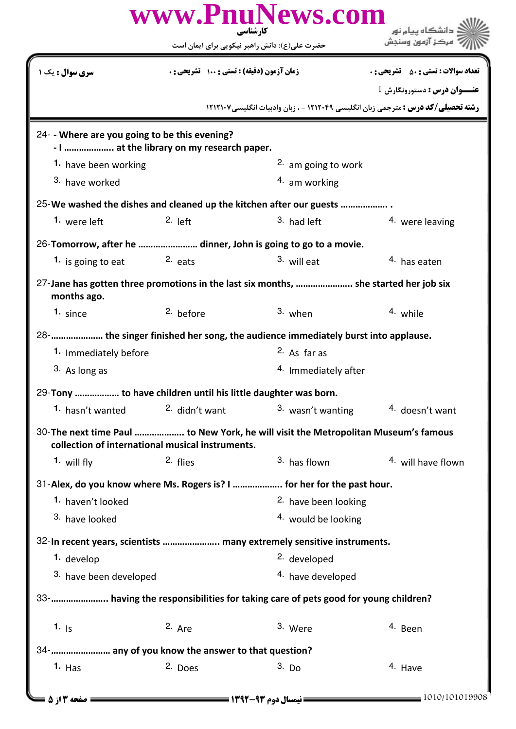24- - Where are you going to be this evening?
- I .................... at the library on my research paper.

1. have been working
2. am going to work
3. have worked
4. am working

25- We washed the dishes and cleaned up the kitchen after our guests .................. .

1. were left
2. left
3. had left
4. were leaving

26- Tomorrow, after he ...................... dinner, John is going to go to a movie.

1. is going to eat
2. eats
3. will eat
4. has eaten

27- Jane has gotten three promotions in the last six months, ...................... she started her job six months ago.

1. since
2. before
3. when
4. while

28- .................... the singer finished her song, the audience immediately burst into applause.

1. Immediately before
2. As far as
3. As long as
4. Immediately after

29- Tony ................. to have children until his little daughter was born.

1. hasn't wanted
2. didn't want
3. wasn't wanting
4. doesn't want

30- The next time Paul ................... to New York, he will visit the Metropolitan Museum's famous collection of international musical instruments.

1. will fly
2. flies
3. has flown
4. will have flown

31- Alex, do you know where Ms. Rogers is? I ................... for her for the past hour.

1. haven't looked
2. have been looking
3. have looked
4. would be looking

32- In recent years, scientists ...................... many extremely sensitive instruments.

1. develop
2. developed
3. have been developed
4. have developed

33- ...................... having the responsibilities for taking care of pets good for young children?

1. Is
2. Are
3. Were
4. Been

34- ....................... any of you know the answer to that question?

1. Has
2. Does
3. Do
4. Have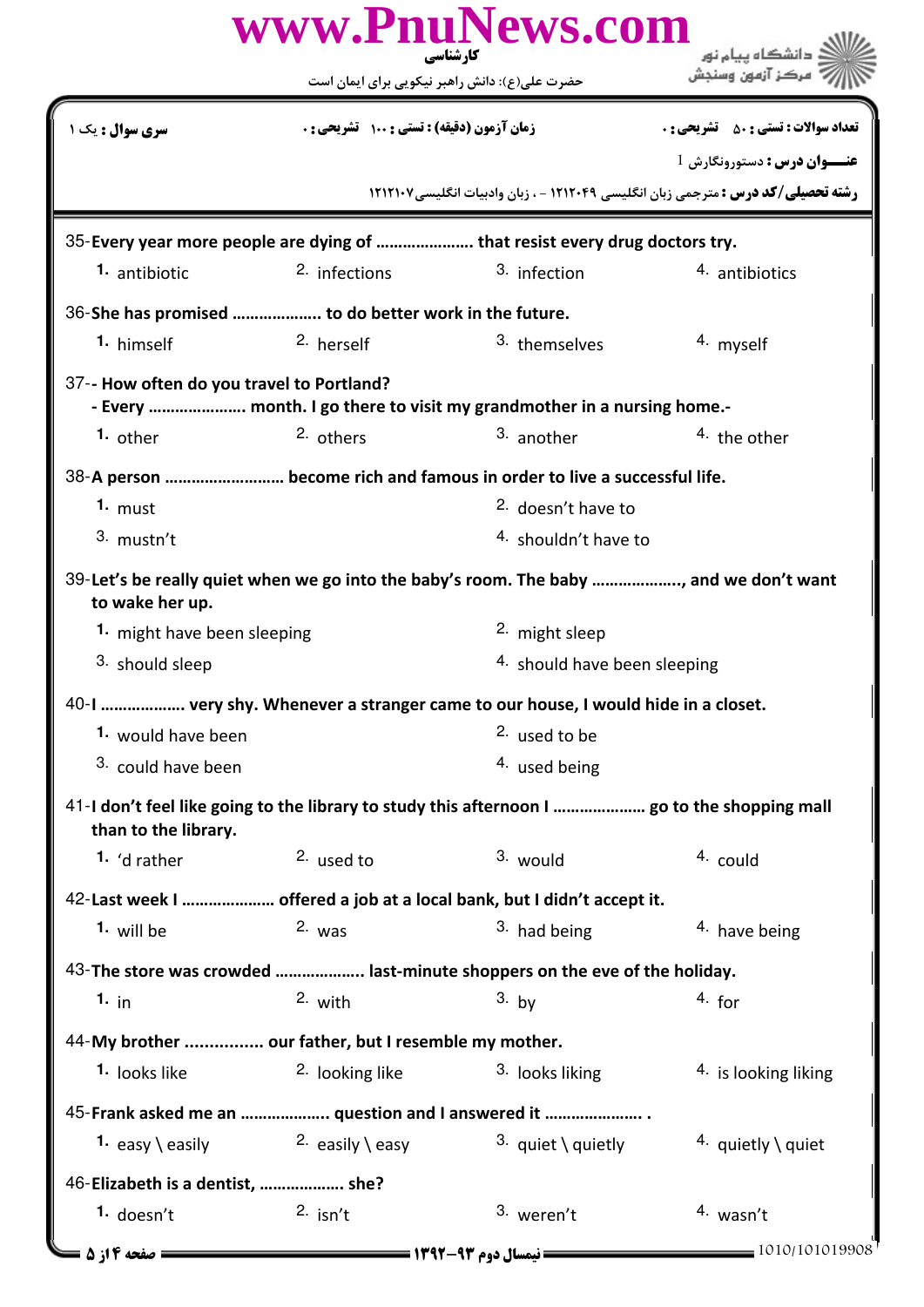| سری سوال : یک ۱ | زمان آزمون (دقیقه) : تستی : ۱۰۰ تشریحی : ۰ | تعداد سوالات : تستی : ۵۰ تشریحی : ۰ |
|---|---|---|

**عنـــوان درس :** دستورونگارش 1

**رشته تحصیلی/کد درس :** مترجمی زبان انگلیسی ۱۲۱۲۰۴۹ - ، زبان وادبیات انگلیسی۱۲۱۲۱۰۷

35-**Every year more people are dying of ..................... that resist every drug doctors try.**

1. antibiotic
2. infections
3. infection
4. antibiotics

36-**She has promised ................... to do better work in the future.**

1. himself
2. herself
3. themselves
4. myself

37-**- How often do you travel to Portland?**
**- Every ..................... month. I go there to visit my grandmother in a nursing home.-**

1. other
2. others
3. another
4. the other

38-**A person ......................... become rich and famous in order to live a successful life.**

1. must
2. doesn't have to
3. mustn't
4. shouldn't have to

39-**Let's be really quiet when we go into the baby's room. The baby ..................., and we don't want to wake her up.**

1. might have been sleeping
2. might sleep
3. should sleep
4. should have been sleeping

40-**I .................. very shy. Whenever a stranger came to our house, I would hide in a closet.**

1. would have been
2. used to be
3. could have been
4. used being

41-**I don't feel like going to the library to study this afternoon I .................... go to the shopping mall than to the library.**

1. 'd rather
2. used to
3. would
4. could

42-**Last week I .................... offered a job at a local bank, but I didn't accept it.**

1. will be
2. was
3. had being
4. have being

43-**The store was crowded ................... last-minute shoppers on the eve of the holiday.**

1. in
2. with
3. by
4. for

44-**My brother ................ our father, but I resemble my mother.**

1. looks like
2. looking like
3. looks liking
4. is looking liking

45-**Frank asked me an ................... question and I answered it ..................... .**

1. easy \ easily
2. easily \ easy
3. quiet \ quietly
4. quietly \ quiet

46-**Elizabeth is a dentist, .................. she?**

1. doesn't
2. isn't
3. weren't
4. wasn't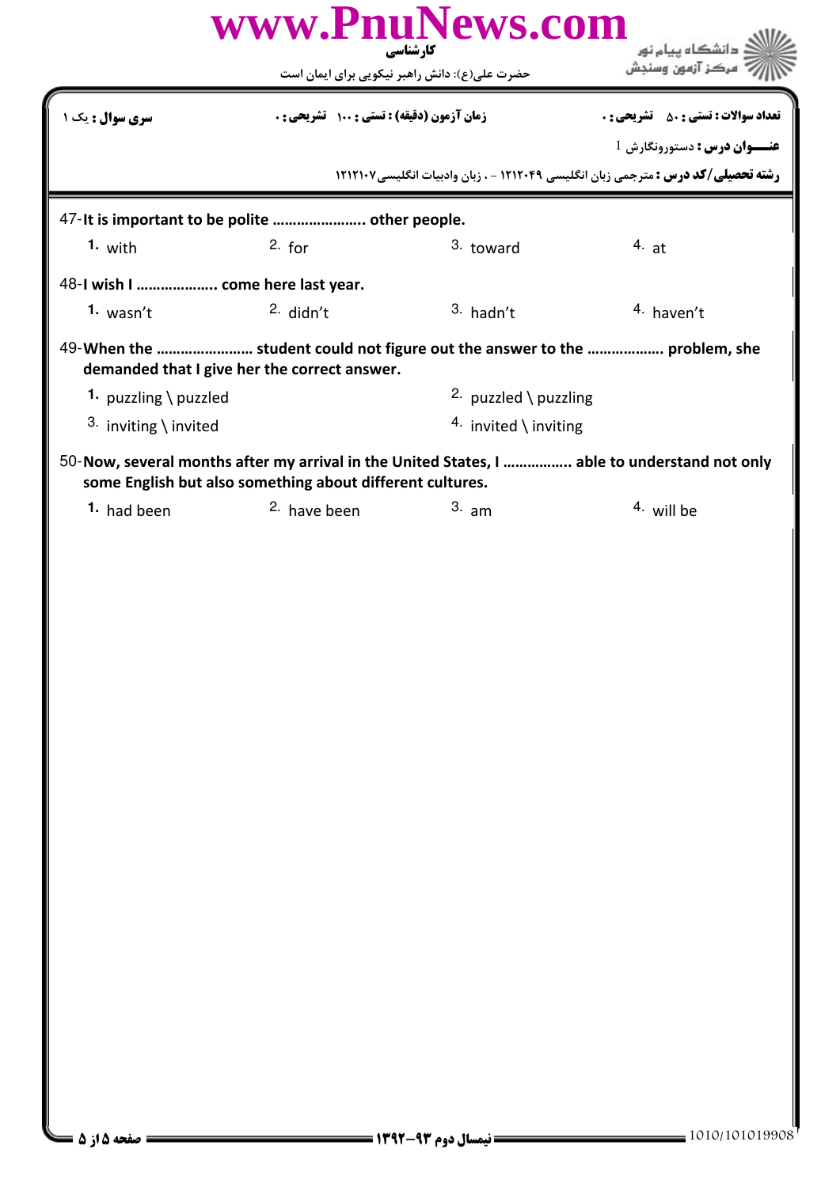47-**It is important to be polite ………………….. other people.**

1. with
2. for
3. toward
4. at

48-**I wish I ……………….. come here last year.**

1. wasn't
2. didn't
3. hadn't
4. haven't

49-**When the …………………… student could not figure out the answer to the ……………… problem, she demanded that I give her the correct answer.**

1. puzzling \ puzzled
2. puzzled \ puzzling
3. inviting \ invited
4. invited \ inviting

50-**Now, several months after my arrival in the United States, I ……………. able to understand not only some English but also something about different cultures.**

1. had been
2. have been
3. am
4. will be